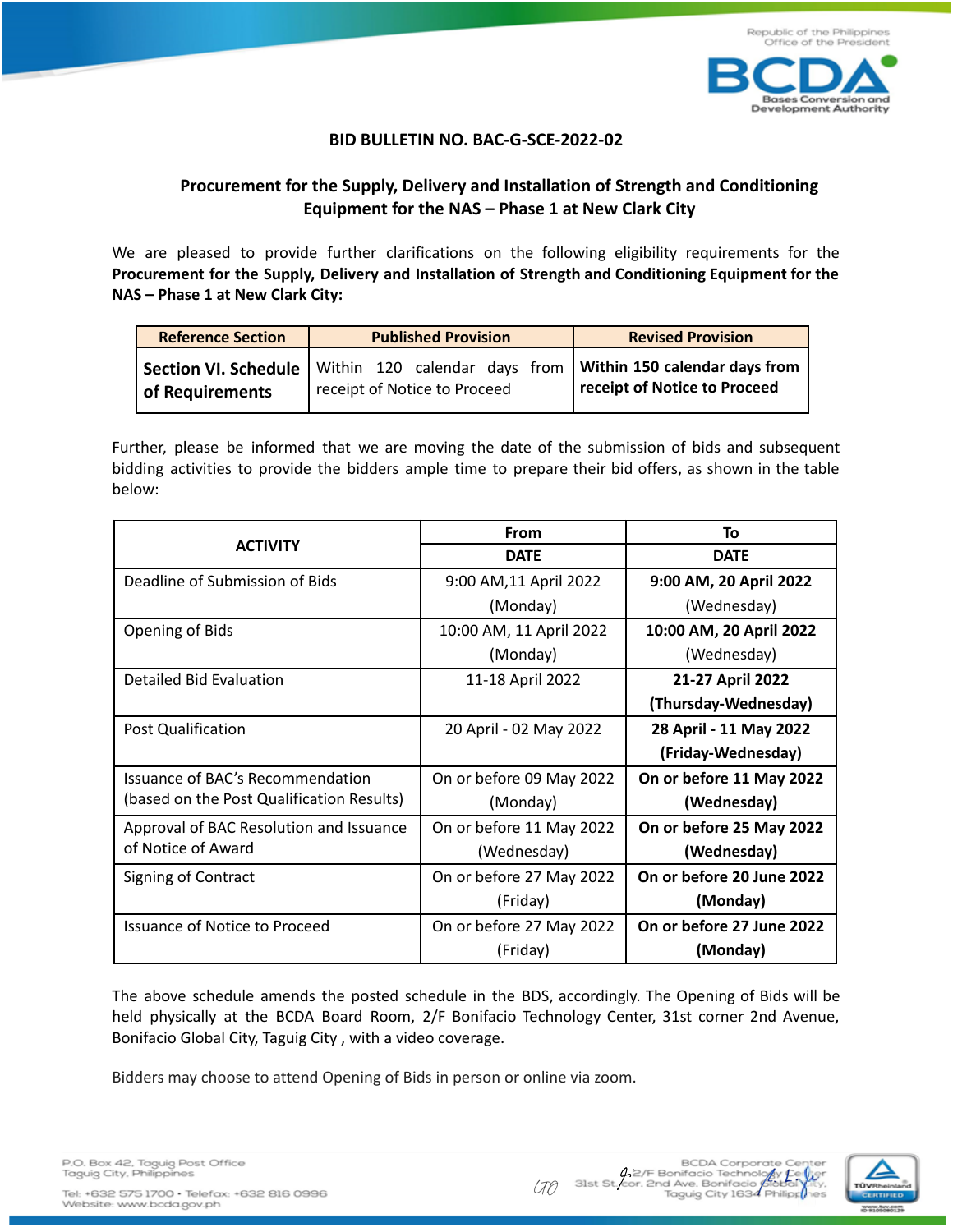## BID BULLETIN NO. BAC-G-SCE-2022-02

### Procurement for the Supply, Delivery and Installation of Strength and Conditioning Equipment for the NAS – Phase 1 at New Clark City

We are pleased to provide further clarifications on the following eligibility requirements for the **Procurement for the Supply, Delivery and Installation of Strength and Conditioning Equipment for the NAS – Phase 1 at New Clark City:**

| Reference Section | Published Provision | Revised Provision |
|---|---|---|
| **Section VI. Schedule of Requirements** | Within 120 calendar days from receipt of Notice to Proceed | **Within 150 calendar days from receipt of Notice to Proceed** |

Further, please be informed that we are moving the date of the submission of bids and subsequent bidding activities to provide the bidders ample time to prepare their bid offers, as shown in the table below:

| ACTIVITY | From | To |
|---|---|---|
| | DATE | DATE |
| Deadline of Submission of Bids | 9:00 AM,11 April 2022 (Monday) | **9:00 AM, 20 April 2022** (Wednesday) |
| Opening of Bids | 10:00 AM, 11 April 2022 (Monday) | **10:00 AM, 20 April 2022** (Wednesday) |
| Detailed Bid Evaluation | 11-18 April 2022 | **21-27 April 2022 (Thursday-Wednesday)** |
| Post Qualification | 20 April - 02 May 2022 | **28 April - 11 May 2022 (Friday-Wednesday)** |
| Issuance of BAC's Recommendation (based on the Post Qualification Results) | On or before 09 May 2022 (Monday) | **On or before 11 May 2022 (Wednesday)** |
| Approval of BAC Resolution and Issuance of Notice of Award | On or before 11 May 2022 (Wednesday) | **On or before 25 May 2022 (Wednesday)** |
| Signing of Contract | On or before 27 May 2022 (Friday) | **On or before 20 June 2022 (Monday)** |
| Issuance of Notice to Proceed | On or before 27 May 2022 (Friday) | **On or before 27 June 2022 (Monday)** |

The above schedule amends the posted schedule in the BDS, accordingly. The Opening of Bids will be held physically at the BCDA Board Room, 2/F Bonifacio Technology Center, 31st corner 2nd Avenue, Bonifacio Global City, Taguig City , with a video coverage.

Bidders may choose to attend Opening of Bids in person or online via zoom.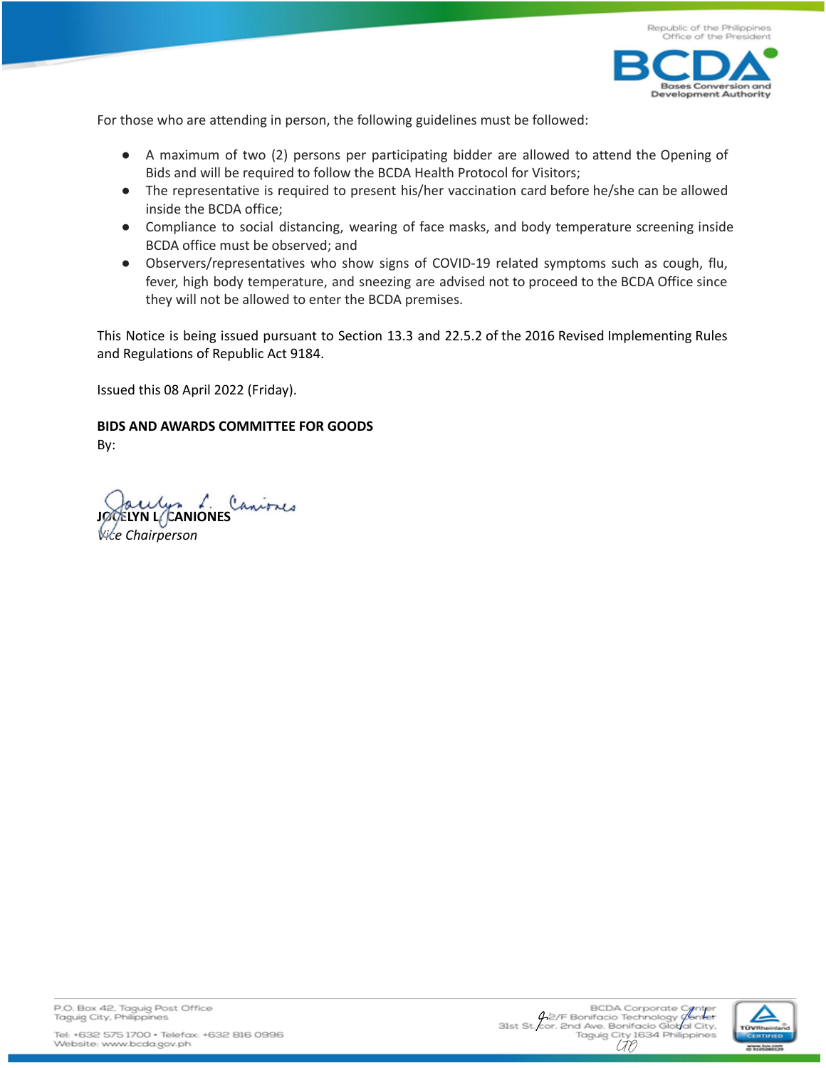For those who are attending in person, the following guidelines must be followed:

- A maximum of two (2) persons per participating bidder are allowed to attend the Opening of Bids and will be required to follow the BCDA Health Protocol for Visitors;
- The representative is required to present his/her vaccination card before he/she can be allowed inside the BCDA office;
- Compliance to social distancing, wearing of face masks, and body temperature screening inside BCDA office must be observed; and
- Observers/representatives who show signs of COVID-19 related symptoms such as cough, flu, fever, high body temperature, and sneezing are advised not to proceed to the BCDA Office since they will not be allowed to enter the BCDA premises.

This Notice is being issued pursuant to Section 13.3 and 22.5.2 of the 2016 Revised Implementing Rules and Regulations of Republic Act 9184.

Issued this 08 April 2022 (Friday).

**BIDS AND AWARDS COMMITTEE FOR GOODS**
By:

**JOCELYN L. CANIONES**
*Vice Chairperson*